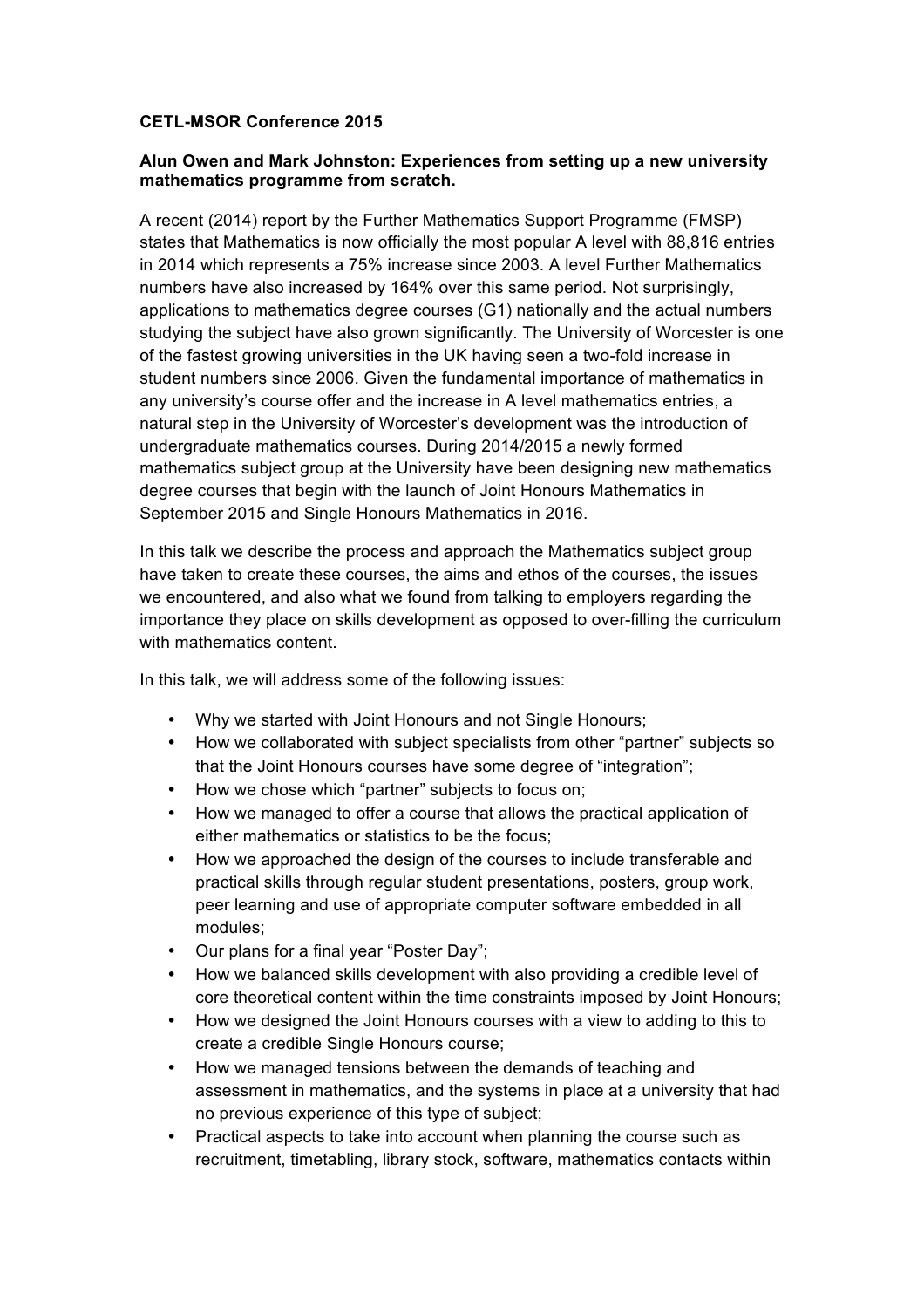**CETL-MSOR Conference 2015**

**Alun Owen and Mark Johnston: Experiences from setting up a new university mathematics programme from scratch.**

A recent (2014) report by the Further Mathematics Support Programme (FMSP) states that Mathematics is now officially the most popular A level with 88,816 entries in 2014 which represents a 75% increase since 2003. A level Further Mathematics numbers have also increased by 164% over this same period. Not surprisingly, applications to mathematics degree courses (G1) nationally and the actual numbers studying the subject have also grown significantly. The University of Worcester is one of the fastest growing universities in the UK having seen a two-fold increase in student numbers since 2006. Given the fundamental importance of mathematics in any university's course offer and the increase in A level mathematics entries, a natural step in the University of Worcester's development was the introduction of undergraduate mathematics courses. During 2014/2015 a newly formed mathematics subject group at the University have been designing new mathematics degree courses that begin with the launch of Joint Honours Mathematics in September 2015 and Single Honours Mathematics in 2016.

In this talk we describe the process and approach the Mathematics subject group have taken to create these courses, the aims and ethos of the courses, the issues we encountered, and also what we found from talking to employers regarding the importance they place on skills development as opposed to over-filling the curriculum with mathematics content.

In this talk, we will address some of the following issues:

- Why we started with Joint Honours and not Single Honours;
- How we collaborated with subject specialists from other "partner" subjects so that the Joint Honours courses have some degree of "integration";
- How we chose which "partner" subjects to focus on;
- How we managed to offer a course that allows the practical application of either mathematics or statistics to be the focus;
- How we approached the design of the courses to include transferable and practical skills through regular student presentations, posters, group work, peer learning and use of appropriate computer software embedded in all modules;
- Our plans for a final year "Poster Day";
- How we balanced skills development with also providing a credible level of core theoretical content within the time constraints imposed by Joint Honours;
- How we designed the Joint Honours courses with a view to adding to this to create a credible Single Honours course;
- How we managed tensions between the demands of teaching and assessment in mathematics, and the systems in place at a university that had no previous experience of this type of subject;
- Practical aspects to take into account when planning the course such as recruitment, timetabling, library stock, software, mathematics contacts within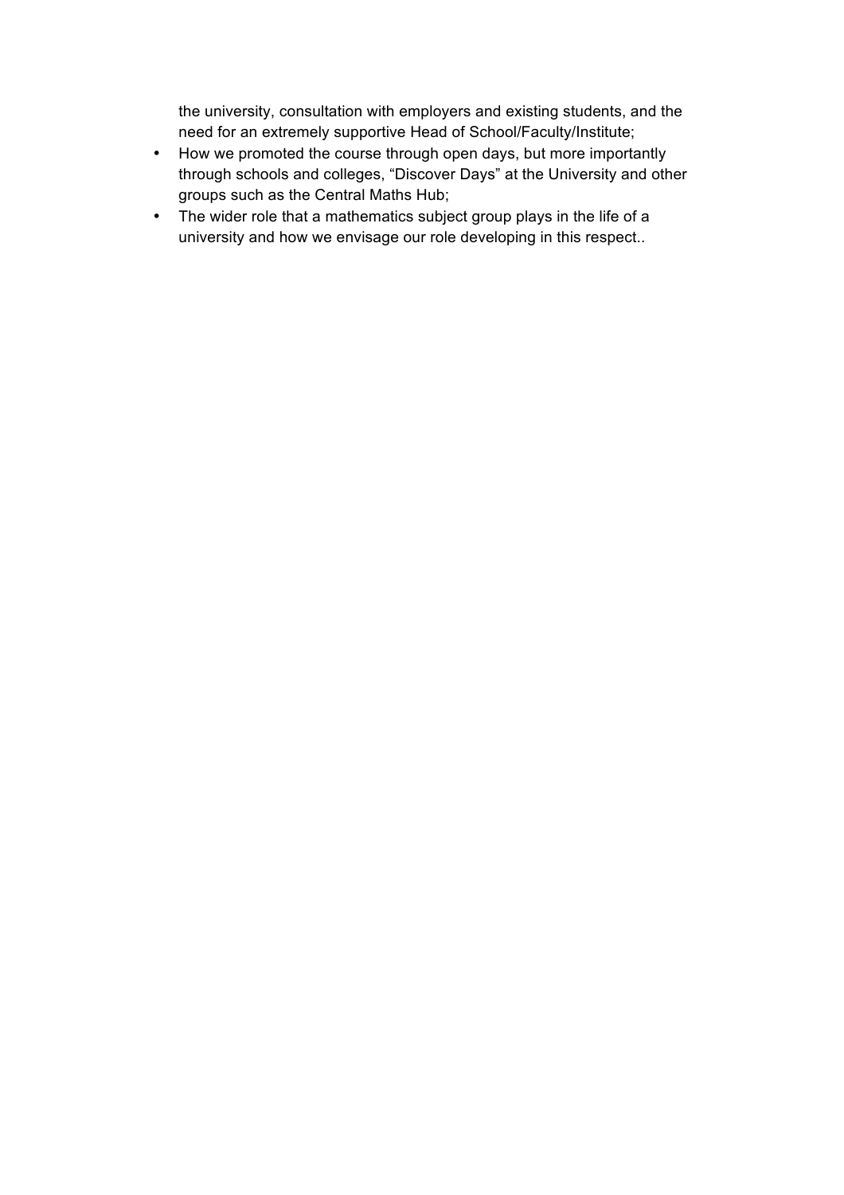the university, consultation with employers and existing students, and the need for an extremely supportive Head of School/Faculty/Institute;

- How we promoted the course through open days, but more importantly through schools and colleges, "Discover Days" at the University and other groups such as the Central Maths Hub;
- The wider role that a mathematics subject group plays in the life of a university and how we envisage our role developing in this respect..